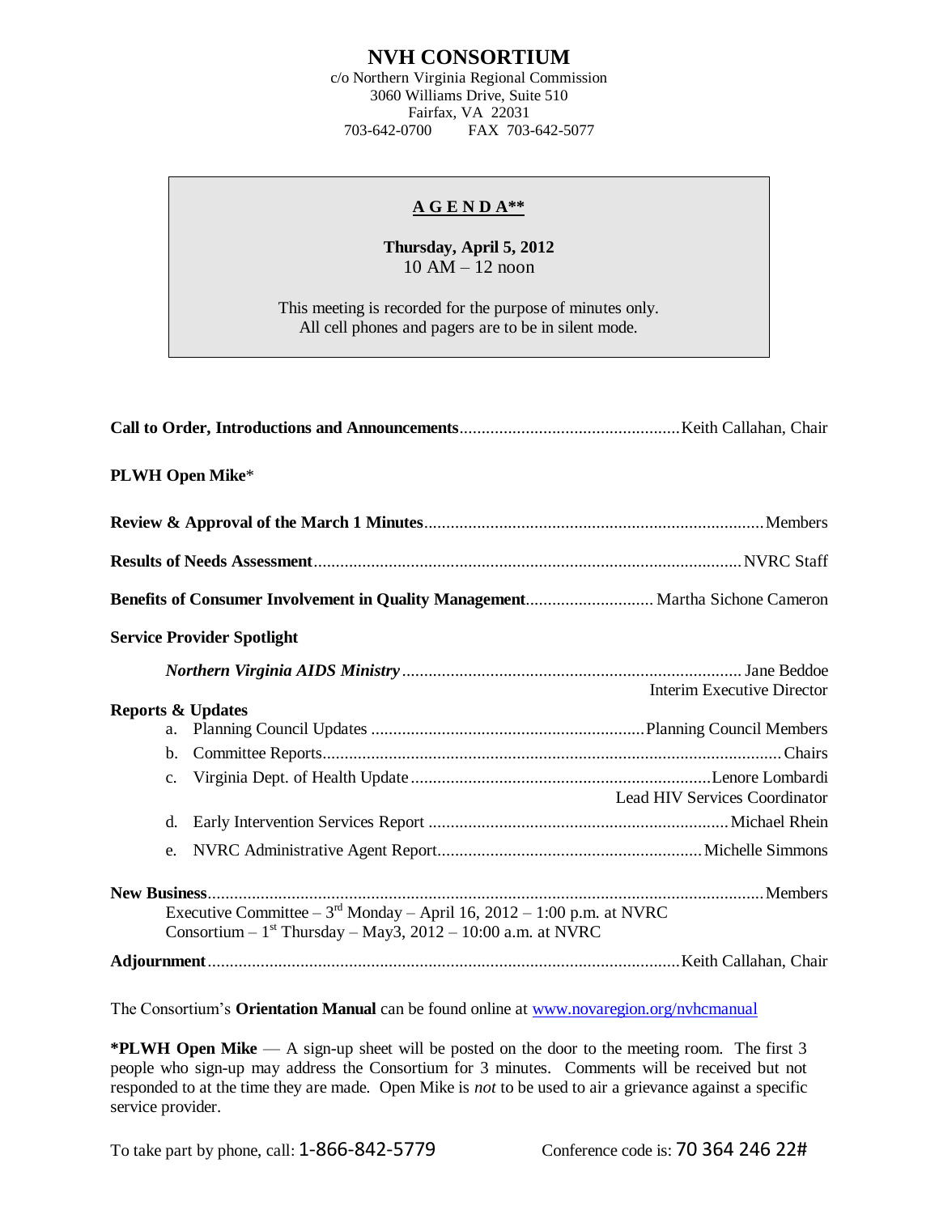# NVH CONSORTIUM

c/o Northern Virginia Regional Commission
3060 Williams Drive, Suite 510
Fairfax, VA 22031
703-642-0700 FAX 703-642-5077

## A G E N D A**

**Thursday, April 5, 2012**
10 AM – 12 noon

This meeting is recorded for the purpose of minutes only.
All cell phones and pagers are to be in silent mode.

**Call to Order, Introductions and Announcements**.................................................Keith Callahan, Chair

**PLWH Open Mike***

**Review & Approval of the March 1 Minutes**............................................................................Members

**Results of Needs Assessment**...............................................................................................NVRC Staff

**Benefits of Consumer Involvement in Quality Management**............................ Martha Sichone Cameron

**Service Provider Spotlight**

*Northern Virginia AIDS Ministry*............................................................................ Jane Beddoe
Interim Executive Director

**Reports & Updates**

a. Planning Council Updates .............................................................Planning Council Members
b. Committee Reports.......................................................................................................Chairs
c. Virginia Dept. of Health Update....................................................................Lenore Lombardi
Lead HIV Services Coordinator
d. Early Intervention Services Report ....................................................................Michael Rhein
e. NVRC Administrative Agent Report............................................................Michelle Simmons

**New Business**............................................................................................................................Members

Executive Committee – 3rd Monday – April 16, 2012 – 1:00 p.m. at NVRC
Consortium – 1st Thursday – May3, 2012 – 10:00 a.m. at NVRC

**Adjournment**..........................................................................................................Keith Callahan, Chair

The Consortium's **Orientation Manual** can be found online at www.novaregion.org/nvhcmanual

***PLWH Open Mike** — A sign-up sheet will be posted on the door to the meeting room. The first 3 people who sign-up may address the Consortium for 3 minutes. Comments will be received but not responded to at the time they are made. Open Mike is *not* to be used to air a grievance against a specific service provider.

To take part by phone, call: 1-866-842-5779 Conference code is: 70 364 246 22#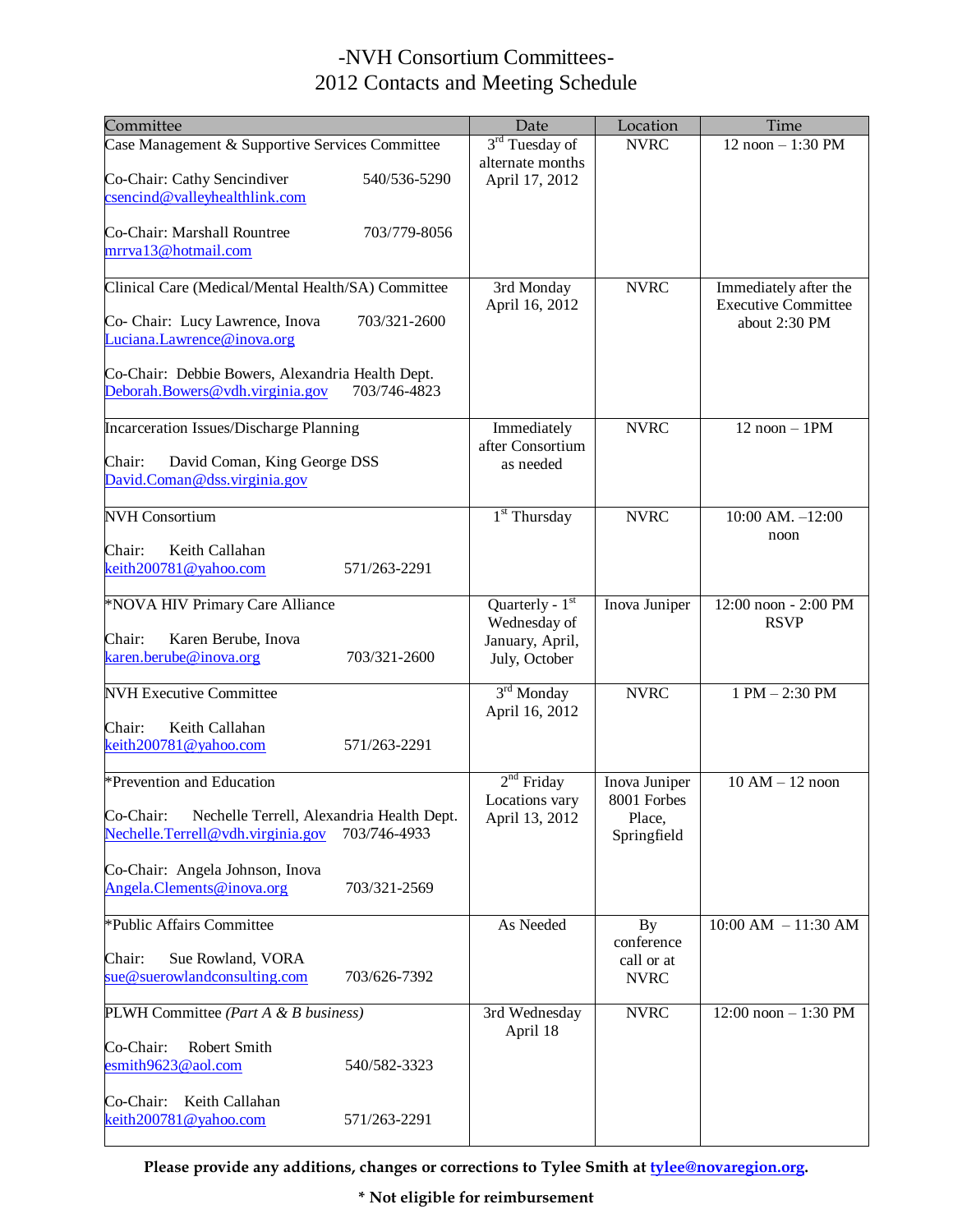# -NVH Consortium Committees-
# 2012 Contacts and Meeting Schedule

| Committee | Date | Location | Time |
|---|---|---|---|
| Case Management & Supportive Services Committee<br><br>Co-Chair: Cathy Sencindiver 540/536-5290<br>csencind@valleyhealthlink.com<br><br>Co-Chair: Marshall Rountree 703/779-8056<br>mrrva13@hotmail.com | 3rd Tuesday of alternate months<br>April 17, 2012 | NVRC | 12 noon – 1:30 PM |
| Clinical Care (Medical/Mental Health/SA) Committee<br><br>Co- Chair: Lucy Lawrence, Inova 703/321-2600<br>Luciana.Lawrence@inova.org<br><br>Co-Chair: Debbie Bowers, Alexandria Health Dept.<br>Deborah.Bowers@vdh.virginia.gov 703/746-4823 | 3rd Monday<br>April 16, 2012 | NVRC | Immediately after the Executive Committee about 2:30 PM |
| Incarceration Issues/Discharge Planning<br><br>Chair: David Coman, King George DSS<br>David.Coman@dss.virginia.gov | Immediately after Consortium as needed | NVRC | 12 noon – 1PM |
| NVH Consortium<br><br>Chair: Keith Callahan<br>keith200781@yahoo.com 571/263-2291 | 1st Thursday | NVRC | 10:00 AM. –12:00 noon |
| *NOVA HIV Primary Care Alliance<br><br>Chair: Karen Berube, Inova<br>karen.berube@inova.org 703/321-2600 | Quarterly - 1st Wednesday of January, April, July, October | Inova Juniper | 12:00 noon - 2:00 PM RSVP |
| NVH Executive Committee<br><br>Chair: Keith Callahan<br>keith200781@yahoo.com 571/263-2291 | 3rd Monday<br>April 16, 2012 | NVRC | 1 PM – 2:30 PM |
| *Prevention and Education<br><br>Co-Chair: Nechelle Terrell, Alexandria Health Dept.<br>Nechelle.Terrell@vdh.virginia.gov 703/746-4933<br><br>Co-Chair: Angela Johnson, Inova<br>Angela.Clements@inova.org 703/321-2569 | 2nd Friday<br>Locations vary<br>April 13, 2012 | Inova Juniper 8001 Forbes Place, Springfield | 10 AM – 12 noon |
| *Public Affairs Committee<br><br>Chair: Sue Rowland, VORA<br>sue@suerowlandconsulting.com 703/626-7392 | As Needed | By conference call or at NVRC | 10:00 AM – 11:30 AM |
| PLWH Committee *(Part A & B business)*<br><br>Co-Chair: Robert Smith<br>esmith9623@aol.com 540/582-3323<br><br>Co-Chair: Keith Callahan<br>keith200781@yahoo.com 571/263-2291 | 3rd Wednesday<br>April 18 | NVRC | 12:00 noon – 1:30 PM |

**Please provide any additions, changes or corrections to Tylee Smith at tylee@novaregion.org.**

**\* Not eligible for reimbursement**